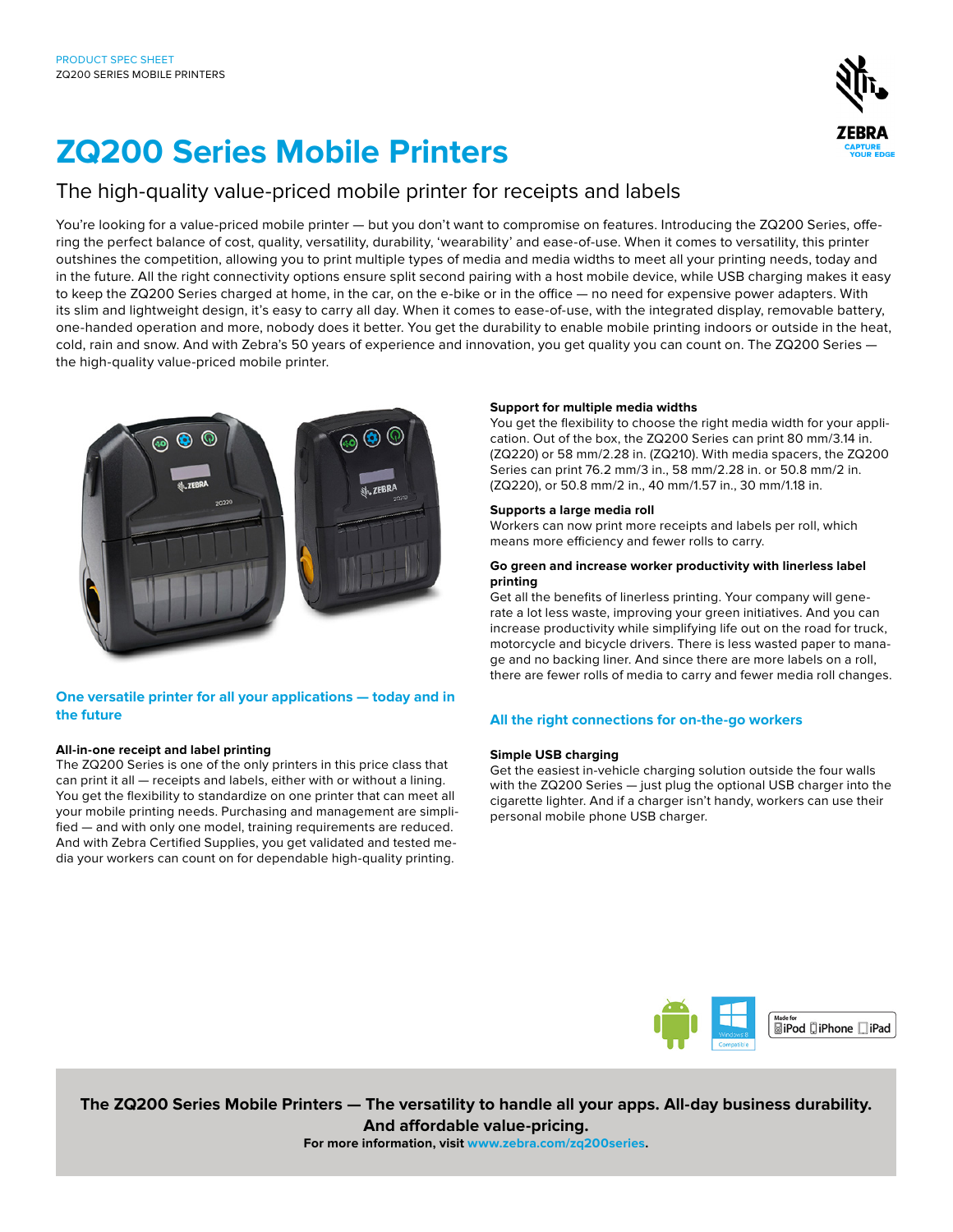PRODUCT SPEC SHEET
ZQ200 SERIES MOBILE PRINTERS

# ZQ200 Series Mobile Printers

## The high-quality value-priced mobile printer for receipts and labels

You're looking for a value-priced mobile printer — but you don't want to compromise on features. Introducing the ZQ200 Series, offering the perfect balance of cost, quality, versatility, durability, 'wearability' and ease-of-use. When it comes to versatility, this printer outshines the competition, allowing you to print multiple types of media and media widths to meet all your printing needs, today and in the future. All the right connectivity options ensure split second pairing with a host mobile device, while USB charging makes it easy to keep the ZQ200 Series charged at home, in the car, on the e-bike or in the office — no need for expensive power adapters. With its slim and lightweight design, it's easy to carry all day. When it comes to ease-of-use, with the integrated display, removable battery, one-handed operation and more, nobody does it better. You get the durability to enable mobile printing indoors or outside in the heat, cold, rain and snow. And with Zebra's 50 years of experience and innovation, you get quality you can count on. The ZQ200 Series — the high-quality value-priced mobile printer.

### One versatile printer for all your applications — today and in the future

**All-in-one receipt and label printing**
The ZQ200 Series is one of the only printers in this price class that can print it all — receipts and labels, either with or without a lining. You get the flexibility to standardize on one printer that can meet all your mobile printing needs. Purchasing and management are simplified — and with only one model, training requirements are reduced. And with Zebra Certified Supplies, you get validated and tested media your workers can count on for dependable high-quality printing.

**Support for multiple media widths**
You get the flexibility to choose the right media width for your application. Out of the box, the ZQ200 Series can print 80 mm/3.14 in. (ZQ220) or 58 mm/2.28 in. (ZQ210). With media spacers, the ZQ200 Series can print 76.2 mm/3 in., 58 mm/2.28 in. or 50.8 mm/2 in. (ZQ220), or 50.8 mm/2 in., 40 mm/1.57 in., 30 mm/1.18 in.

**Supports a large media roll**
Workers can now print more receipts and labels per roll, which means more efficiency and fewer rolls to carry.

**Go green and increase worker productivity with linerless label printing**
Get all the benefits of linerless printing. Your company will generate a lot less waste, improving your green initiatives. And you can increase productivity while simplifying life out on the road for truck, motorcycle and bicycle drivers. There is less wasted paper to manage and no backing liner. And since there are more labels on a roll, there are fewer rolls of media to carry and fewer media roll changes.

### All the right connections for on-the-go workers

**Simple USB charging**
Get the easiest in-vehicle charging solution outside the four walls with the ZQ200 Series — just plug the optional USB charger into the cigarette lighter. And if a charger isn't handy, workers can use their personal mobile phone USB charger.

**The ZQ200 Series Mobile Printers — The versatility to handle all your apps. All-day business durability. And affordable value-pricing.**
**For more information, visit www.zebra.com/zq200series.**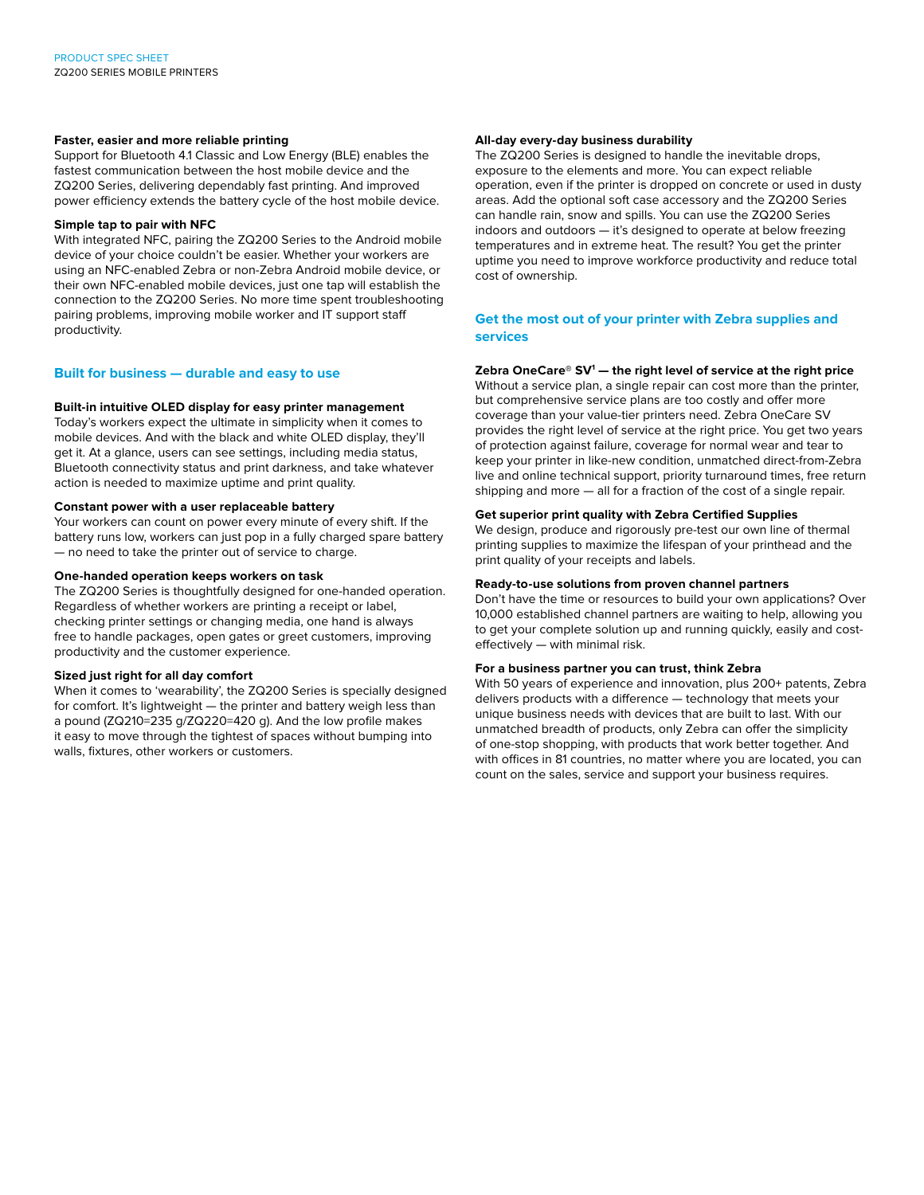#### Faster, easier and more reliable printing

Support for Bluetooth 4.1 Classic and Low Energy (BLE) enables the fastest communication between the host mobile device and the ZQ200 Series, delivering dependably fast printing. And improved power efficiency extends the battery cycle of the host mobile device.

#### Simple tap to pair with NFC

With integrated NFC, pairing the ZQ200 Series to the Android mobile device of your choice couldn't be easier. Whether your workers are using an NFC-enabled Zebra or non-Zebra Android mobile device, or their own NFC-enabled mobile devices, just one tap will establish the connection to the ZQ200 Series. No more time spent troubleshooting pairing problems, improving mobile worker and IT support staff productivity.

## Built for business — durable and easy to use

#### Built-in intuitive OLED display for easy printer management

Today's workers expect the ultimate in simplicity when it comes to mobile devices. And with the black and white OLED display, they'll get it. At a glance, users can see settings, including media status, Bluetooth connectivity status and print darkness, and take whatever action is needed to maximize uptime and print quality.

#### Constant power with a user replaceable battery

Your workers can count on power every minute of every shift. If the battery runs low, workers can just pop in a fully charged spare battery — no need to take the printer out of service to charge.

#### One-handed operation keeps workers on task

The ZQ200 Series is thoughtfully designed for one-handed operation. Regardless of whether workers are printing a receipt or label, checking printer settings or changing media, one hand is always free to handle packages, open gates or greet customers, improving productivity and the customer experience.

#### Sized just right for all day comfort

When it comes to 'wearability', the ZQ200 Series is specially designed for comfort. It's lightweight — the printer and battery weigh less than a pound (ZQ210=235 g/ZQ220=420 g). And the low profile makes it easy to move through the tightest of spaces without bumping into walls, fixtures, other workers or customers.

#### All-day every-day business durability

The ZQ200 Series is designed to handle the inevitable drops, exposure to the elements and more. You can expect reliable operation, even if the printer is dropped on concrete or used in dusty areas. Add the optional soft case accessory and the ZQ200 Series can handle rain, snow and spills. You can use the ZQ200 Series indoors and outdoors — it's designed to operate at below freezing temperatures and in extreme heat. The result? You get the printer uptime you need to improve workforce productivity and reduce total cost of ownership.

## Get the most out of your printer with Zebra supplies and services

#### Zebra OneCare® SV[1] — the right level of service at the right price

Without a service plan, a single repair can cost more than the printer, but comprehensive service plans are too costly and offer more coverage than your value-tier printers need. Zebra OneCare SV provides the right level of service at the right price. You get two years of protection against failure, coverage for normal wear and tear to keep your printer in like-new condition, unmatched direct-from-Zebra live and online technical support, priority turnaround times, free return shipping and more — all for a fraction of the cost of a single repair.

#### Get superior print quality with Zebra Certified Supplies

We design, produce and rigorously pre-test our own line of thermal printing supplies to maximize the lifespan of your printhead and the print quality of your receipts and labels.

#### Ready-to-use solutions from proven channel partners

Don't have the time or resources to build your own applications? Over 10,000 established channel partners are waiting to help, allowing you to get your complete solution up and running quickly, easily and cost-effectively — with minimal risk.

#### For a business partner you can trust, think Zebra

With 50 years of experience and innovation, plus 200+ patents, Zebra delivers products with a difference — technology that meets your unique business needs with devices that are built to last. With our unmatched breadth of products, only Zebra can offer the simplicity of one-stop shopping, with products that work better together. And with offices in 81 countries, no matter where you are located, you can count on the sales, service and support your business requires.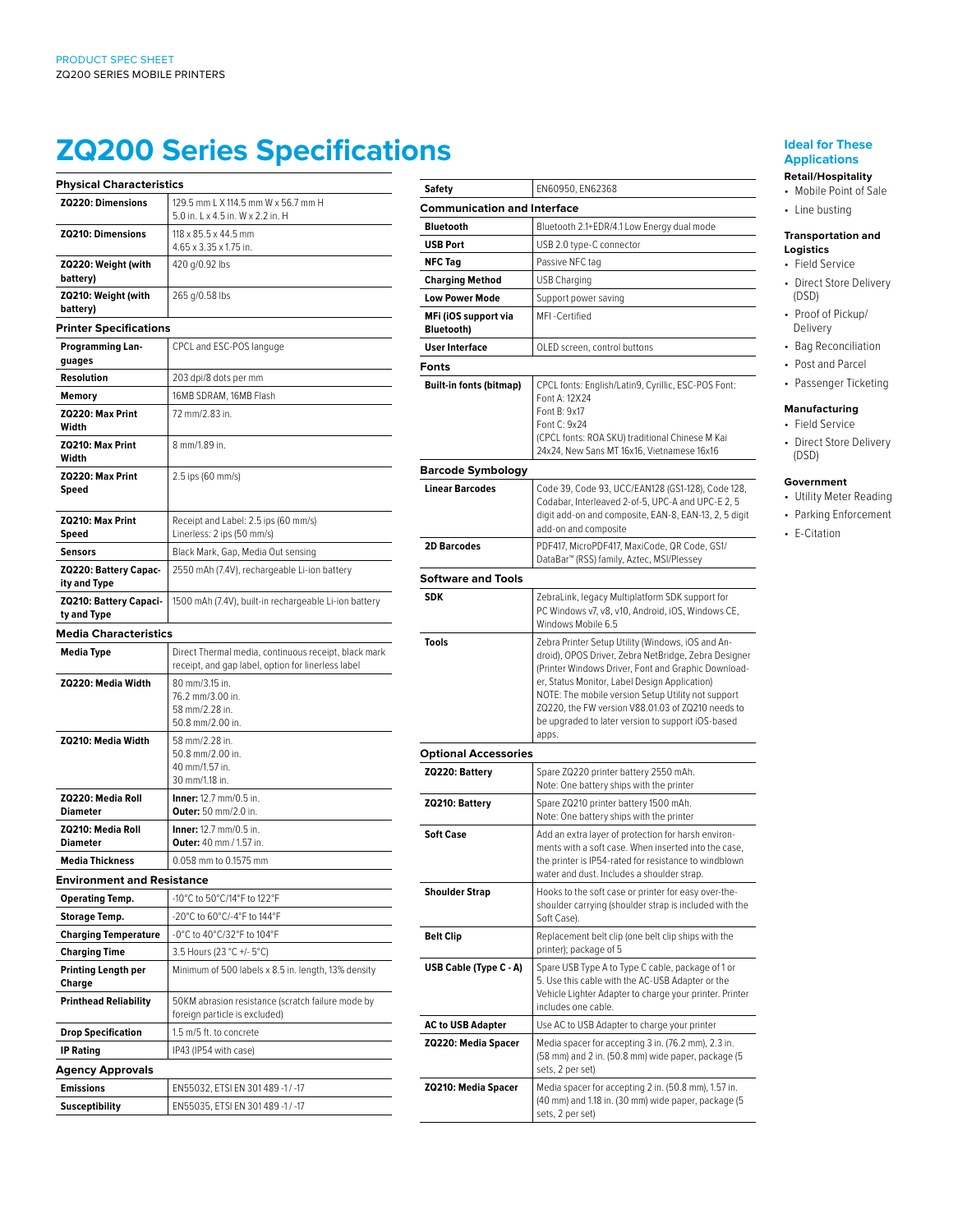# ZQ200 Series Specifications

## Physical Characteristics

| | |
|---|---|
| **ZQ220: Dimensions** | 129.5 mm L X 114.5 mm W x 56.7 mm H<br>5.0 in. L x 4.5 in. W x 2.2 in. H |
| **ZQ210: Dimensions** | 118 x 85.5 x 44.5 mm<br>4.65 x 3.35 x 1.75 in. |
| **ZQ220: Weight (with battery)** | 420 g/0.92 lbs |
| **ZQ210: Weight (with battery)** | 265 g/0.58 lbs |

## Printer Specifications

| | |
|---|---|
| **Programming Languages** | CPCL and ESC-POS languge |
| **Resolution** | 203 dpi/8 dots per mm |
| **Memory** | 16MB SDRAM, 16MB Flash |
| **ZQ220: Max Print Width** | 72 mm/2.83 in. |
| **ZQ210: Max Print Width** | 8 mm/1.89 in. |
| **ZQ220: Max Print Speed** | 2.5 ips (60 mm/s) |
| **ZQ210: Max Print Speed** | Receipt and Label: 2.5 ips (60 mm/s)<br>Linerless: 2 ips (50 mm/s) |
| **Sensors** | Black Mark, Gap, Media Out sensing |
| **ZQ220: Battery Capacity and Type** | 2550 mAh (7.4V), rechargeable Li-ion battery |
| **ZQ210: Battery Capacity and Type** | 1500 mAh (7.4V), built-in rechargeable Li-ion battery |

## Media Characteristics

| | |
|---|---|
| **Media Type** | Direct Thermal media, continuous receipt, black mark receipt, and gap label, option for linerless label |
| **ZQ220: Media Width** | 80 mm/3.15 in.<br>76.2 mm/3.00 in.<br>58 mm/2.28 in.<br>50.8 mm/2.00 in. |
| **ZQ210: Media Width** | 58 mm/2.28 in.<br>50.8 mm/2.00 in.<br>40 mm/1.57 in.<br>30 mm/1.18 in. |
| **ZQ220: Media Roll Diameter** | **Inner:** 12.7 mm/0.5 in.<br>**Outer:** 50 mm/2.0 in. |
| **ZQ210: Media Roll Diameter** | **Inner:** 12.7 mm/0.5 in.<br>**Outer:** 40 mm / 1.57 in. |
| **Media Thickness** | 0.058 mm to 0.1575 mm |

## Environment and Resistance

| | |
|---|---|
| **Operating Temp.** | -10°C to 50°C/14°F to 122°F |
| **Storage Temp.** | -20°C to 60°C/-4°F to 144°F |
| **Charging Temperature** | -0°C to 40°C/32°F to 104°F |
| **Charging Time** | 3.5 Hours (23 °C +/- 5°C) |
| **Printing Length per Charge** | Minimum of 500 labels x 8.5 in. length, 13% density |
| **Printhead Reliability** | 50KM abrasion resistance (scratch failure mode by foreign particle is excluded) |
| **Drop Specification** | 1.5 m/5 ft. to concrete |
| **IP Rating** | IP43 (IP54 with case) |

## Agency Approvals

| | |
|---|---|
| **Emissions** | EN55032, ETSI EN 301 489 -1 / -17 |
| **Susceptibility** | EN55035, ETSI EN 301 489 -1 / -17 |
| **Safety** | EN60950, EN62368 |

## Communication and Interface

| | |
|---|---|
| **Bluetooth** | Bluetooth 2.1+EDR/4.1 Low Energy dual mode |
| **USB Port** | USB 2.0 type-C connector |
| **NFC Tag** | Passive NFC tag |
| **Charging Method** | USB Charging |
| **Low Power Mode** | Support power saving |
| **MFi (iOS support via Bluetooth)** | MFI -Certified |
| **User Interface** | OLED screen, control buttons |

## Fonts

| | |
|---|---|
| **Built-in fonts (bitmap)** | CPCL fonts: English/Latin9, Cyrillic, ESC-POS Font:<br>Font A: 12X24<br>Font B: 9x17<br>Font C: 9x24<br>(CPCL fonts: ROA SKU) traditional Chinese M Kai 24x24, New Sans MT 16x16, Vietnamese 16x16 |

## Barcode Symbology

| | |
|---|---|
| **Linear Barcodes** | Code 39, Code 93, UCC/EAN128 (GS1-128), Code 128, Codabar, Interleaved 2-of-5, UPC-A and UPC-E 2, 5 digit add-on and composite, EAN-8, EAN-13, 2, 5 digit add-on and composite |
| **2D Barcodes** | PDF417, MicroPDF417, MaxiCode, QR Code, GS1/DataBar™ (RSS) family, Aztec, MSI/Plessey |

## Software and Tools

| | |
|---|---|
| **SDK** | ZebraLink, legacy Multiplatform SDK support for PC Windows v7, v8, v10, Android, iOS, Windows CE, Windows Mobile 6.5 |
| **Tools** | Zebra Printer Setup Utility (Windows, iOS and Android), OPOS Driver, Zebra NetBridge, Zebra Designer (Printer Windows Driver, Font and Graphic Downloader, Status Monitor, Label Design Application)<br>NOTE: The mobile version Setup Utility not support ZQ220, the FW version V88.01.03 of ZQ210 needs to be upgraded to later version to support iOS-based apps. |

## Optional Accessories

| | |
|---|---|
| **ZQ220: Battery** | Spare ZQ220 printer battery 2550 mAh.<br>Note: One battery ships with the printer |
| **ZQ210: Battery** | Spare ZQ210 printer battery 1500 mAh.<br>Note: One battery ships with the printer |
| **Soft Case** | Add an extra layer of protection for harsh environments with a soft case. When inserted into the case, the printer is IP54-rated for resistance to windblown water and dust. Includes a shoulder strap. |
| **Shoulder Strap** | Hooks to the soft case or printer for easy over-the-shoulder carrying (shoulder strap is included with the Soft Case). |
| **Belt Clip** | Replacement belt clip (one belt clip ships with the printer); package of 5 |
| **USB Cable (Type C - A)** | Spare USB Type A to Type C cable, package of 1 or 5. Use this cable with the AC-USB Adapter or the Vehicle Lighter Adapter to charge your printer. Printer includes one cable. |
| **AC to USB Adapter** | Use AC to USB Adapter to charge your printer |
| **ZQ220: Media Spacer** | Media spacer for accepting 3 in. (76.2 mm), 2.3 in. (58 mm) and 2 in. (50.8 mm) wide paper, package (5 sets, 2 per set) |
| **ZQ210: Media Spacer** | Media spacer for accepting 2 in. (50.8 mm), 1.57 in. (40 mm) and 1.18 in. (30 mm) wide paper, package (5 sets, 2 per set) |

## Ideal for These Applications

### Retail/Hospitality
- Mobile Point of Sale
- Line busting

### Transportation and Logistics
- Field Service
- Direct Store Delivery (DSD)
- Proof of Pickup/ Delivery
- Bag Reconciliation
- Post and Parcel
- Passenger Ticketing

### Manufacturing
- Field Service
- Direct Store Delivery (DSD)

### Government
- Utility Meter Reading
- Parking Enforcement
- E-Citation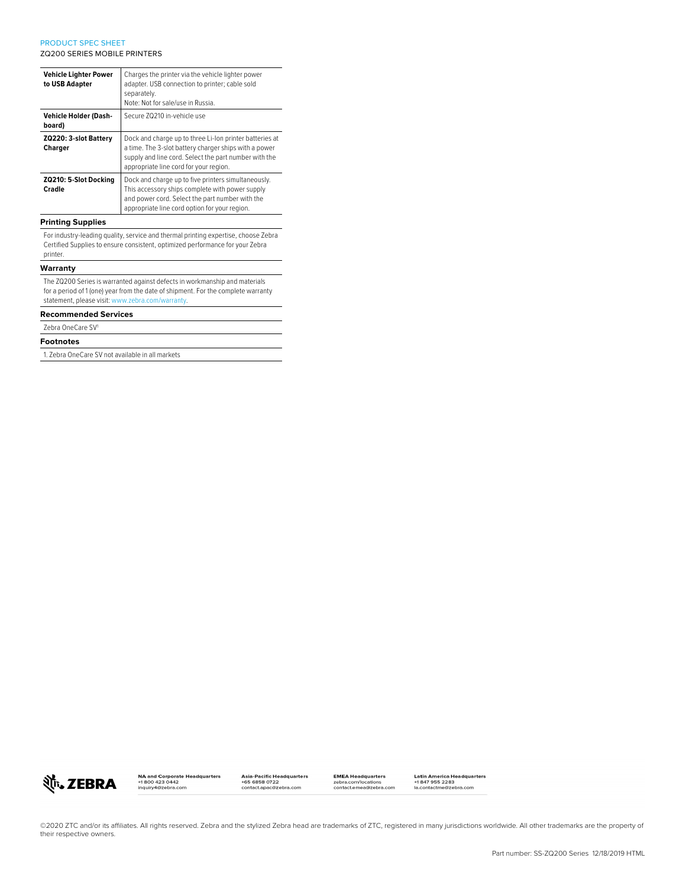| | |
|---|---|
| **Vehicle Lighter Power to USB Adapter** | Charges the printer via the vehicle lighter power adapter. USB connection to printer; cable sold separately.<br>Note: Not for sale/use in Russia. |
| **Vehicle Holder (Dash-board)** | Secure ZQ210 in-vehicle use |
| **ZQ220: 3-slot Battery Charger** | Dock and charge up to three Li-Ion printer batteries at a time. The 3-slot battery charger ships with a power supply and line cord. Select the part number with the appropriate line cord for your region. |
| **ZQ210: 5-Slot Docking Cradle** | Dock and charge up to five printers simultaneously. This accessory ships complete with power supply and power cord. Select the part number with the appropriate line cord option for your region. |

## Printing Supplies

For industry-leading quality, service and thermal printing expertise, choose Zebra Certified Supplies to ensure consistent, optimized performance for your Zebra printer.

## Warranty

The ZQ200 Series is warranted against defects in workmanship and materials for a period of 1 (one) year from the date of shipment. For the complete warranty statement, please visit: www.zebra.com/warranty.

## Recommended Services

Zebra OneCare SV[1]

## Footnotes

1. Zebra OneCare SV not available in all markets

**NA and Corporate Headquarters**
+1 800 423 0442
inquiry4@zebra.com

**Asia-Pacific Headquarters**
+65 6858 0722
contact.apac@zebra.com

**EMEA Headquarters**
zebra.com/locations
contact.emea@zebra.com

**Latin America Headquarters**
+1 847 955 2283
la.contactme@zebra.com

©2020 ZTC and/or its affiliates. All rights reserved. Zebra and the stylized Zebra head are trademarks of ZTC, registered in many jurisdictions worldwide. All other trademarks are the property of their respective owners.

Part number: SS-ZQ200 Series 12/18/2019 HTML